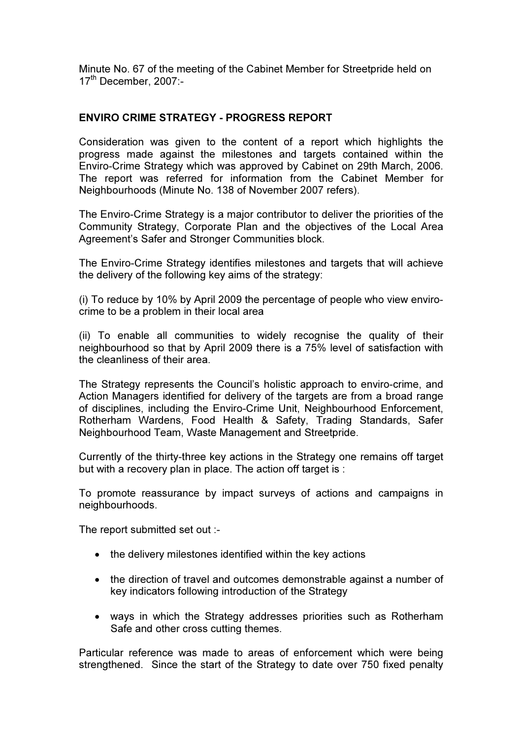Minute No. 67 of the meeting of the Cabinet Member for Streetpride held on 17th December, 2007:-

**ENVIRO CRIME STRATEGY - PROGRESS REPORT**

Consideration was given to the content of a report which highlights the progress made against the milestones and targets contained within the Enviro-Crime Strategy which was approved by Cabinet on 29th March, 2006. The report was referred for information from the Cabinet Member for Neighbourhoods (Minute No. 138 of November 2007 refers).

The Enviro-Crime Strategy is a major contributor to deliver the priorities of the Community Strategy, Corporate Plan and the objectives of the Local Area Agreement's Safer and Stronger Communities block.

The Enviro-Crime Strategy identifies milestones and targets that will achieve the delivery of the following key aims of the strategy:

(i) To reduce by 10% by April 2009 the percentage of people who view enviro-crime to be a problem in their local area

(ii) To enable all communities to widely recognise the quality of their neighbourhood so that by April 2009 there is a 75% level of satisfaction with the cleanliness of their area.

The Strategy represents the Council's holistic approach to enviro-crime, and Action Managers identified for delivery of the targets are from a broad range of disciplines, including the Enviro-Crime Unit, Neighbourhood Enforcement, Rotherham Wardens, Food Health & Safety, Trading Standards, Safer Neighbourhood Team, Waste Management and Streetpride.

Currently of the thirty-three key actions in the Strategy one remains off target but with a recovery plan in place. The action off target is :

To promote reassurance by impact surveys of actions and campaigns in neighbourhoods.

The report submitted set out :-

- the delivery milestones identified within the key actions
- the direction of travel and outcomes demonstrable against a number of key indicators following introduction of the Strategy
- ways in which the Strategy addresses priorities such as Rotherham Safe and other cross cutting themes.

Particular reference was made to areas of enforcement which were being strengthened. Since the start of the Strategy to date over 750 fixed penalty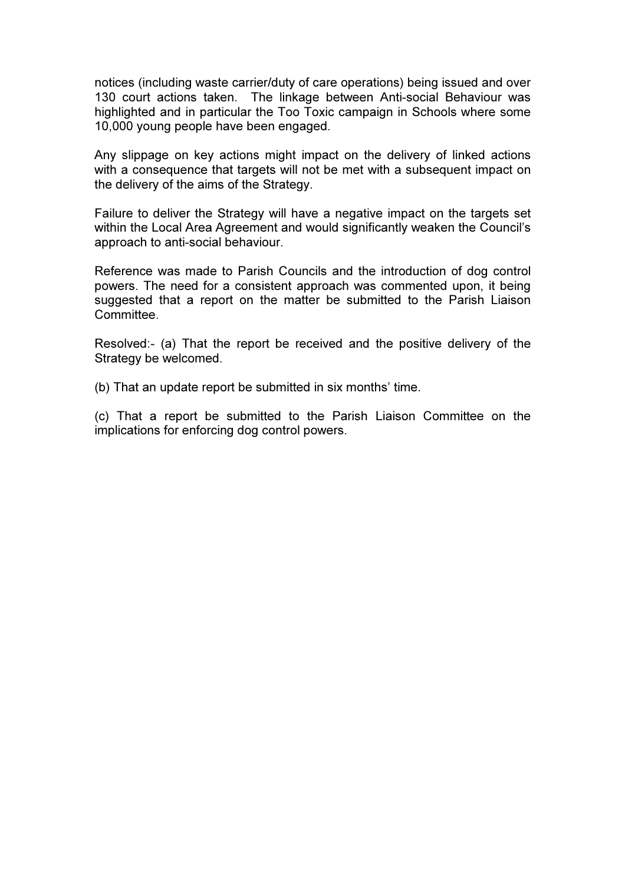notices (including waste carrier/duty of care operations) being issued and over 130 court actions taken. The linkage between Anti-social Behaviour was highlighted and in particular the Too Toxic campaign in Schools where some 10,000 young people have been engaged.

Any slippage on key actions might impact on the delivery of linked actions with a consequence that targets will not be met with a subsequent impact on the delivery of the aims of the Strategy.

Failure to deliver the Strategy will have a negative impact on the targets set within the Local Area Agreement and would significantly weaken the Council's approach to anti-social behaviour.

Reference was made to Parish Councils and the introduction of dog control powers. The need for a consistent approach was commented upon, it being suggested that a report on the matter be submitted to the Parish Liaison Committee.

Resolved:- (a) That the report be received and the positive delivery of the Strategy be welcomed.

(b) That an update report be submitted in six months' time.

(c) That a report be submitted to the Parish Liaison Committee on the implications for enforcing dog control powers.